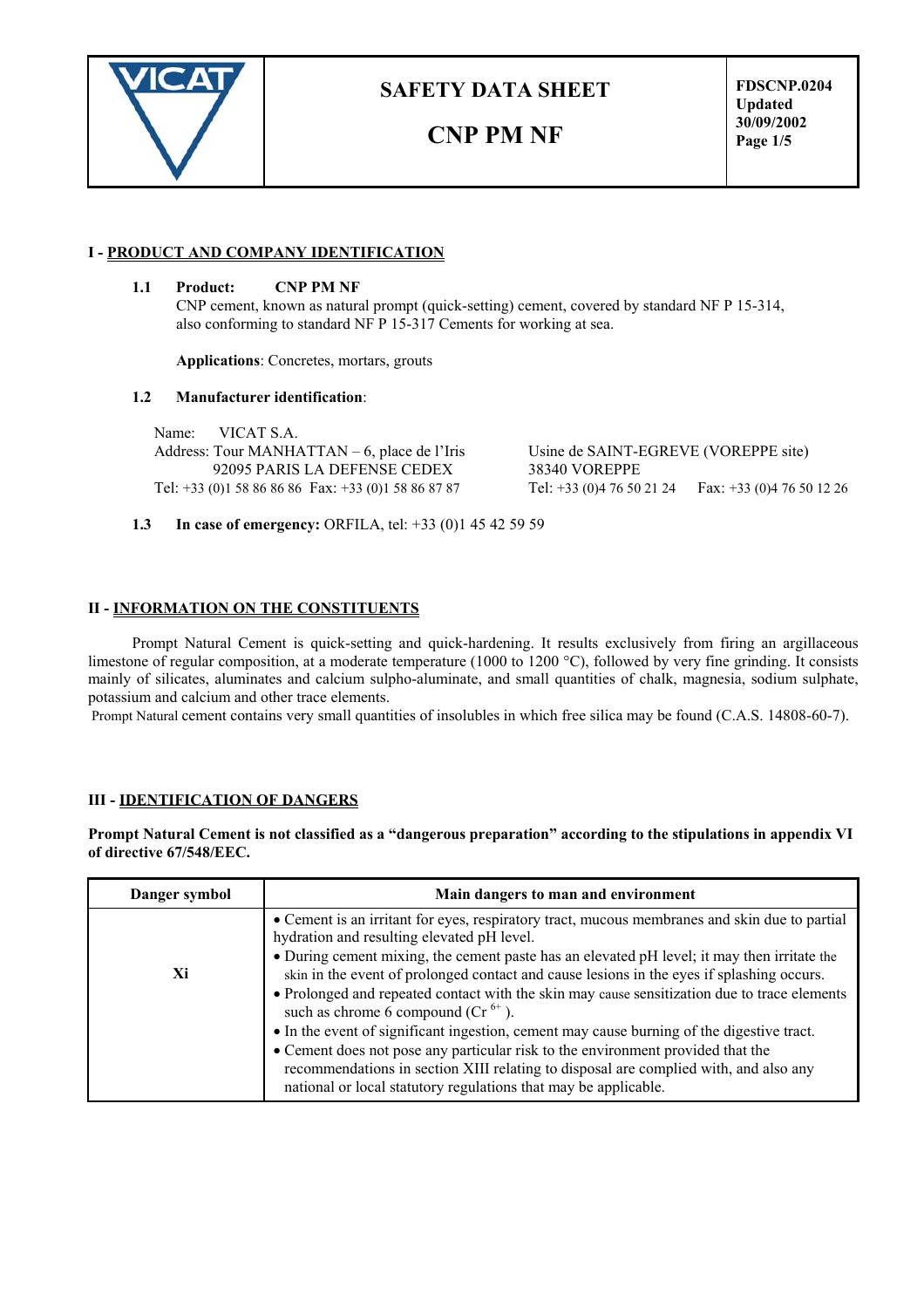| | SAFETY DATA SHEET<br><br>CNP PM NF | FDSCNP.0204<br>Updated<br>30/09/2002 |
|---|---|---|

## I - PRODUCT AND COMPANY IDENTIFICATION

**1.1 Product: CNP PM NF**

CNP cement, known as natural prompt (quick-setting) cement, covered by standard NF P 15-314, also conforming to standard NF P 15-317 Cements for working at sea.

**Applications**: Concretes, mortars, grouts

**1.2 Manufacturer identification**:

Name: VICAT S.A.
Address: Tour MANHATTAN – 6, place de l'Iris
92095 PARIS LA DEFENSE CEDEX
Tel: +33 (0)1 58 86 86 86 Fax: +33 (0)1 58 86 87 87

Usine de SAINT-EGREVE (VOREPPE site)
38340 VOREPPE
Tel: +33 (0)4 76 50 21 24 Fax: +33 (0)4 76 50 12 26

**1.3 In case of emergency:** ORFILA, tel: +33 (0)1 45 42 59 59

## II - INFORMATION ON THE CONSTITUENTS

Prompt Natural Cement is quick-setting and quick-hardening. It results exclusively from firing an argillaceous limestone of regular composition, at a moderate temperature (1000 to 1200 °C), followed by very fine grinding. It consists mainly of silicates, aluminates and calcium sulpho-aluminate, and small quantities of chalk, magnesia, sodium sulphate, potassium and calcium and other trace elements.

Prompt Natural cement contains very small quantities of insolubles in which free silica may be found (C.A.S. 14808-60-7).

## III - IDENTIFICATION OF DANGERS

**Prompt Natural Cement is not classified as a "dangerous preparation" according to the stipulations in appendix VI of directive 67/548/EEC.**

| Danger symbol | Main dangers to man and environment |
|---|---|
| Xi | • Cement is an irritant for eyes, respiratory tract, mucous membranes and skin due to partial hydration and resulting elevated pH level.<br>• During cement mixing, the cement paste has an elevated pH level; it may then irritate the skin in the event of prolonged contact and cause lesions in the eyes if splashing occurs.<br>• Prolonged and repeated contact with the skin may cause sensitization due to trace elements such as chrome 6 compound ($Cr^{6+}$).<br>• In the event of significant ingestion, cement may cause burning of the digestive tract.<br>• Cement does not pose any particular risk to the environment provided that the recommendations in section XIII relating to disposal are complied with, and also any national or local statutory regulations that may be applicable. |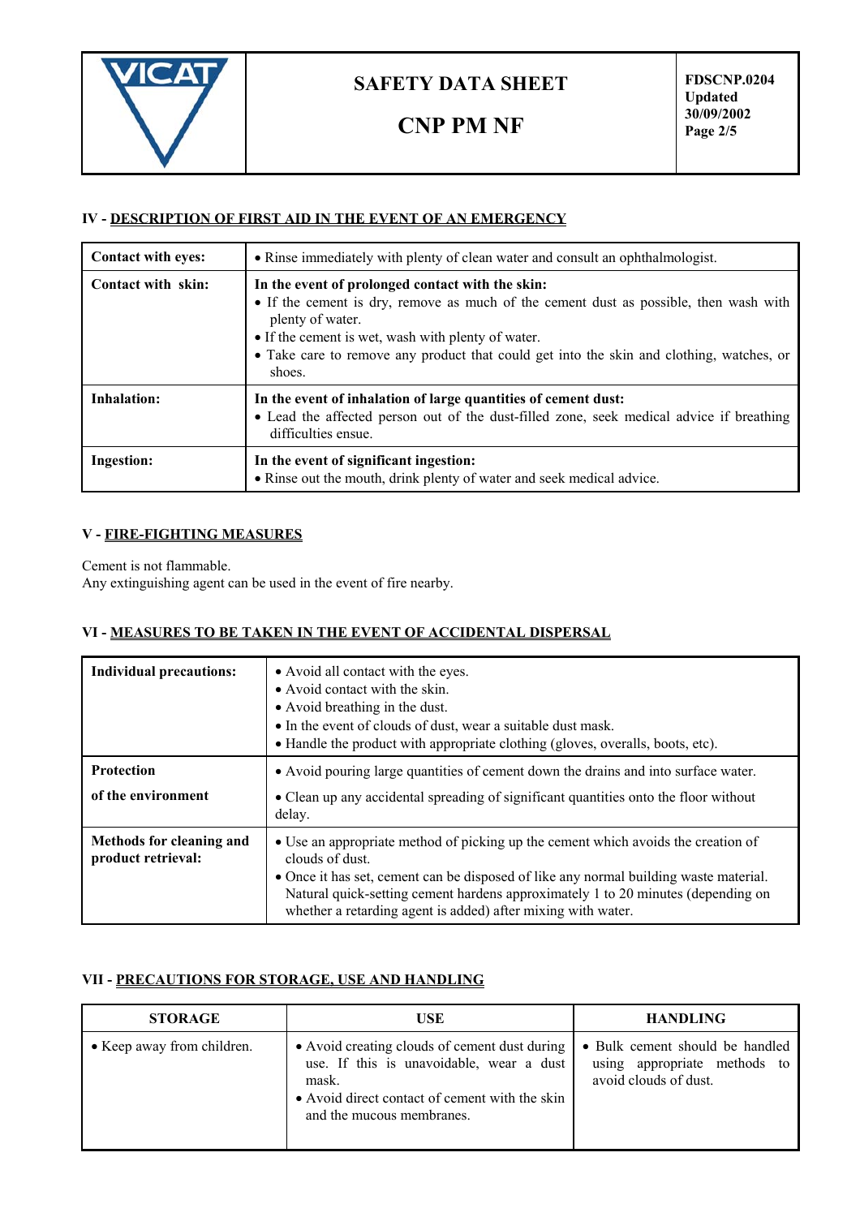## IV - DESCRIPTION OF FIRST AID IN THE EVENT OF AN EMERGENCY

| | |
|---|---|
| **Contact with eyes:** | • Rinse immediately with plenty of clean water and consult an ophthalmologist. |
| **Contact with skin:** | **In the event of prolonged contact with the skin:**<br>• If the cement is dry, remove as much of the cement dust as possible, then wash with plenty of water.<br>• If the cement is wet, wash with plenty of water.<br>• Take care to remove any product that could get into the skin and clothing, watches, or shoes. |
| **Inhalation:** | **In the event of inhalation of large quantities of cement dust:**<br>• Lead the affected person out of the dust-filled zone, seek medical advice if breathing difficulties ensue. |
| **Ingestion:** | **In the event of significant ingestion:**<br>• Rinse out the mouth, drink plenty of water and seek medical advice. |

## V - FIRE-FIGHTING MEASURES

Cement is not flammable.
Any extinguishing agent can be used in the event of fire nearby.

## VI - MEASURES TO BE TAKEN IN THE EVENT OF ACCIDENTAL DISPERSAL

| | |
|---|---|
| **Individual precautions:** | • Avoid all contact with the eyes.<br>• Avoid contact with the skin.<br>• Avoid breathing in the dust.<br>• In the event of clouds of dust, wear a suitable dust mask.<br>• Handle the product with appropriate clothing (gloves, overalls, boots, etc). |
| **Protection of the environment** | • Avoid pouring large quantities of cement down the drains and into surface water.<br>• Clean up any accidental spreading of significant quantities onto the floor without delay. |
| **Methods for cleaning and product retrieval:** | • Use an appropriate method of picking up the cement which avoids the creation of clouds of dust.<br>• Once it has set, cement can be disposed of like any normal building waste material. Natural quick-setting cement hardens approximately 1 to 20 minutes (depending on whether a retarding agent is added) after mixing with water. |

## VII - PRECAUTIONS FOR STORAGE, USE AND HANDLING

| STORAGE | USE | HANDLING |
|---|---|---|
| • Keep away from children. | • Avoid creating clouds of cement dust during use. If this is unavoidable, wear a dust mask.<br>• Avoid direct contact of cement with the skin and the mucous membranes. | • Bulk cement should be handled using appropriate methods to avoid clouds of dust. |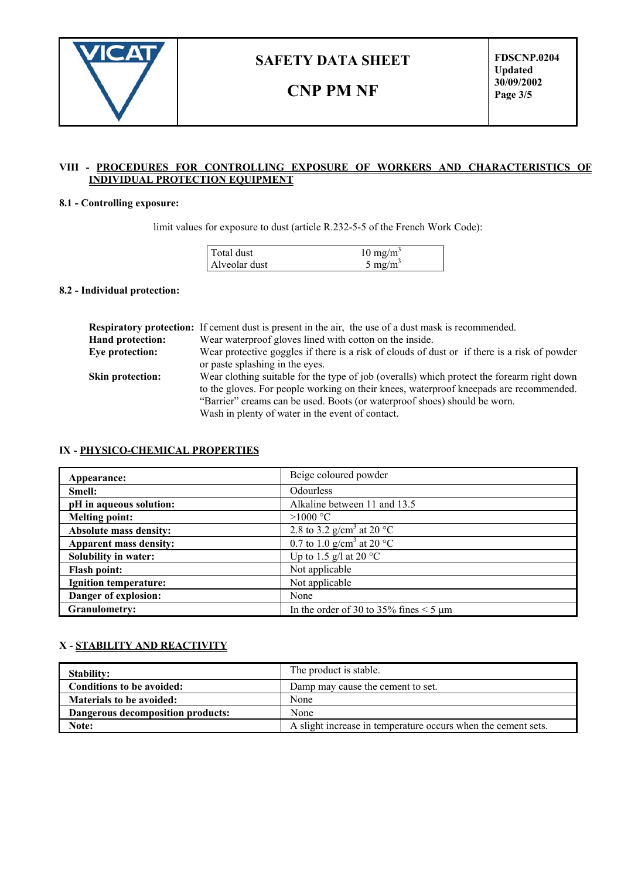## VIII - PROCEDURES FOR CONTROLLING EXPOSURE OF WORKERS AND CHARACTERISTICS OF INDIVIDUAL PROTECTION EQUIPMENT

### 8.1 - Controlling exposure:

limit values for exposure to dust (article R.232-5-5 of the French Work Code):

| | |
|---|---|
| Total dust | 10 mg/m$^3$ |
| Alveolar dust | 5 mg/m$^3$ |

### 8.2 - Individual protection:

**Respiratory protection:** If cement dust is present in the air, the use of a dust mask is recommended.

**Hand protection:** Wear waterproof gloves lined with cotton on the inside.

**Eye protection:** Wear protective goggles if there is a risk of clouds of dust or if there is a risk of powder or paste splashing in the eyes.

**Skin protection:** Wear clothing suitable for the type of job (overalls) which protect the forearm right down to the gloves. For people working on their knees, waterproof kneepads are recommended. "Barrier" creams can be used. Boots (or waterproof shoes) should be worn.
Wash in plenty of water in the event of contact.

## IX - PHYSICO-CHEMICAL PROPERTIES

| | |
|---|---|
| **Appearance:** | Beige coloured powder |
| **Smell:** | Odourless |
| **pH in aqueous solution:** | Alkaline between 11 and 13.5 |
| **Melting point:** | >1000 °C |
| **Absolute mass density:** | 2.8 to 3.2 g/cm$^3$ at 20 °C |
| **Apparent mass density:** | 0.7 to 1.0 g/cm$^3$ at 20 °C |
| **Solubility in water:** | Up to 1.5 g/l at 20 °C |
| **Flash point:** | Not applicable |
| **Ignition temperature:** | Not applicable |
| **Danger of explosion:** | None |
| **Granulometry:** | In the order of 30 to 35% fines < 5 µm |

## X - STABILITY AND REACTIVITY

| | |
|---|---|
| **Stability:** | The product is stable. |
| **Conditions to be avoided:** | Damp may cause the cement to set. |
| **Materials to be avoided:** | None |
| **Dangerous decomposition products:** | None |
| **Note:** | A slight increase in temperature occurs when the cement sets. |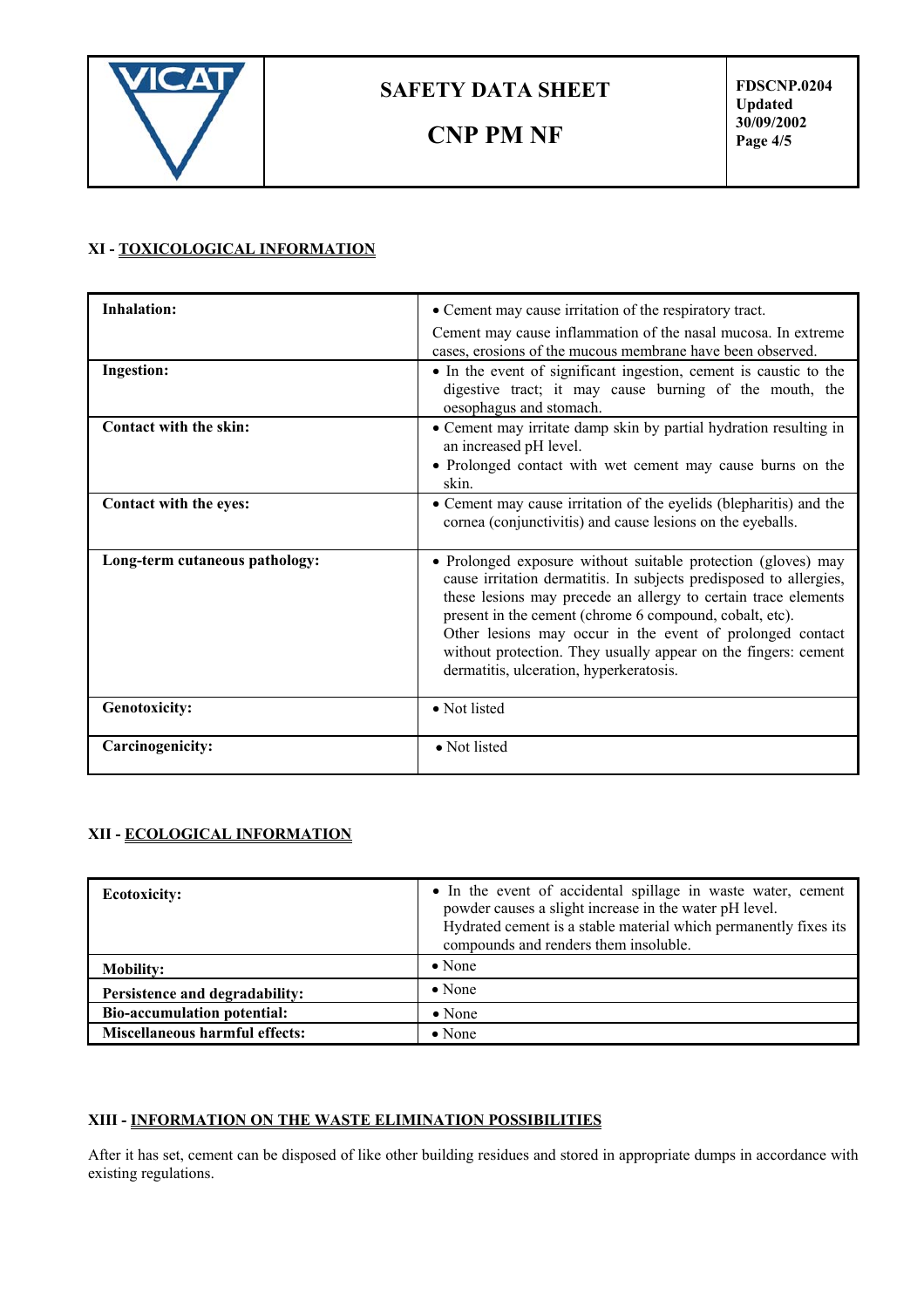## XI - TOXICOLOGICAL INFORMATION

| | |
|---|---|
| **Inhalation:** | • Cement may cause irritation of the respiratory tract.<br>Cement may cause inflammation of the nasal mucosa. In extreme cases, erosions of the mucous membrane have been observed. |
| **Ingestion:** | • In the event of significant ingestion, cement is caustic to the digestive tract; it may cause burning of the mouth, the oesophagus and stomach. |
| **Contact with the skin:** | • Cement may irritate damp skin by partial hydration resulting in an increased pH level.<br>• Prolonged contact with wet cement may cause burns on the skin. |
| **Contact with the eyes:** | • Cement may cause irritation of the eyelids (blepharitis) and the cornea (conjunctivitis) and cause lesions on the eyeballs. |
| **Long-term cutaneous pathology:** | • Prolonged exposure without suitable protection (gloves) may cause irritation dermatitis. In subjects predisposed to allergies, these lesions may precede an allergy to certain trace elements present in the cement (chrome 6 compound, cobalt, etc).<br>Other lesions may occur in the event of prolonged contact without protection. They usually appear on the fingers: cement dermatitis, ulceration, hyperkeratosis. |
| **Genotoxicity:** | • Not listed |
| **Carcinogenicity:** | • Not listed |

## XII - ECOLOGICAL INFORMATION

| | |
|---|---|
| **Ecotoxicity:** | • In the event of accidental spillage in waste water, cement powder causes a slight increase in the water pH level.<br>Hydrated cement is a stable material which permanently fixes its compounds and renders them insoluble. |
| **Mobility:** | • None |
| **Persistence and degradability:** | • None |
| **Bio-accumulation potential:** | • None |
| **Miscellaneous harmful effects:** | • None |

## XIII - INFORMATION ON THE WASTE ELIMINATION POSSIBILITIES

After it has set, cement can be disposed of like other building residues and stored in appropriate dumps in accordance with existing regulations.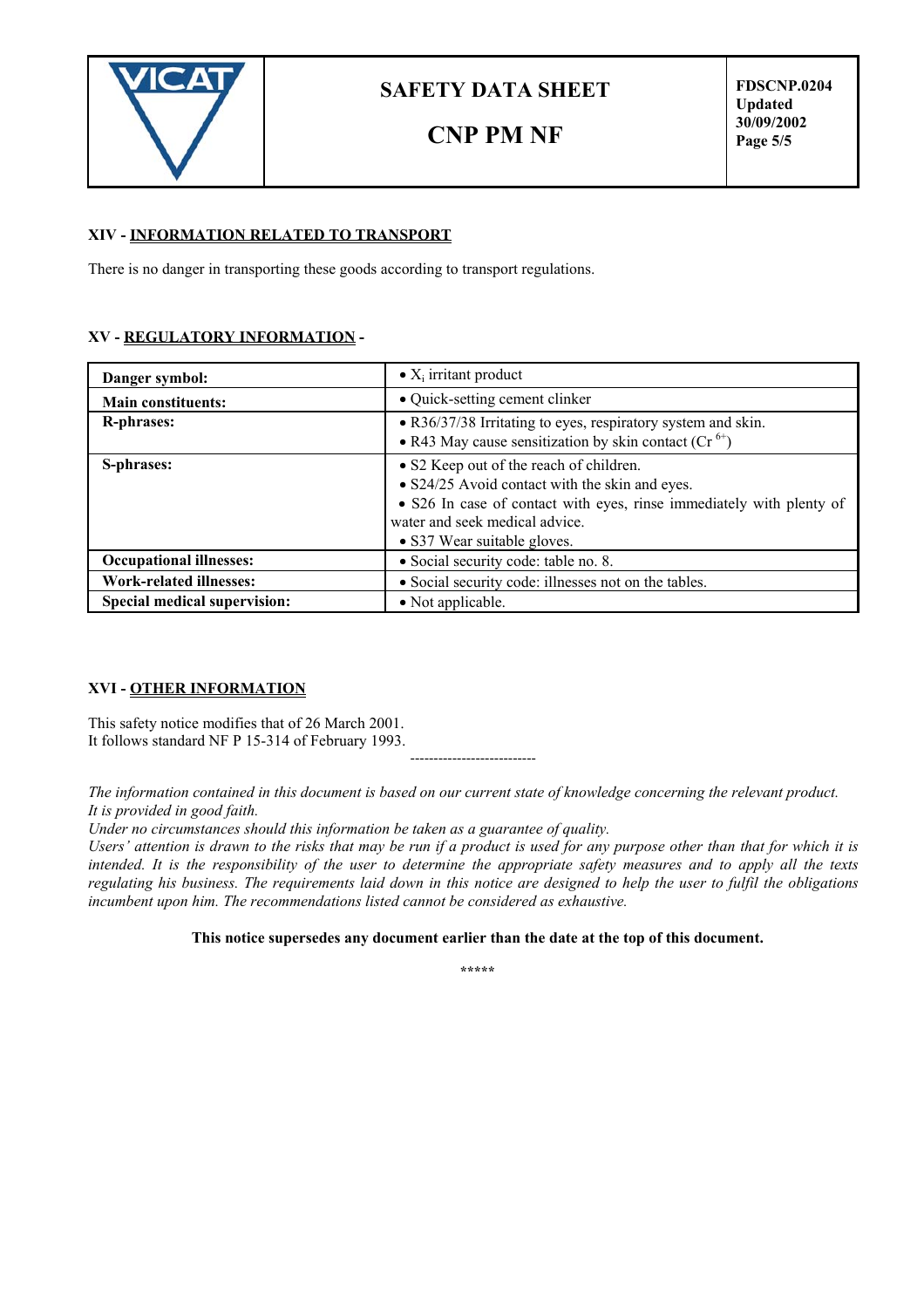## XIV - INFORMATION RELATED TO TRANSPORT

There is no danger in transporting these goods according to transport regulations.

## XV - REGULATORY INFORMATION -

| | |
|---|---|
| **Danger symbol:** | • $X_i$ irritant product |
| **Main constituents:** | • Quick-setting cement clinker |
| **R-phrases:** | • R36/37/38 Irritating to eyes, respiratory system and skin.<br>• R43 May cause sensitization by skin contact ($Cr^{6+}$) |
| **S-phrases:** | • S2 Keep out of the reach of children.<br>• S24/25 Avoid contact with the skin and eyes.<br>• S26 In case of contact with eyes, rinse immediately with plenty of water and seek medical advice.<br>• S37 Wear suitable gloves. |
| **Occupational illnesses:** | • Social security code: table no. 8. |
| **Work-related illnesses:** | • Social security code: illnesses not on the tables. |
| **Special medical supervision:** | • Not applicable. |

## XVI - OTHER INFORMATION

This safety notice modifies that of 26 March 2001.
It follows standard NF P 15-314 of February 1993.

---------------------------

*The information contained in this document is based on our current state of knowledge concerning the relevant product. It is provided in good faith.*
*Under no circumstances should this information be taken as a guarantee of quality.*
*Users' attention is drawn to the risks that may be run if a product is used for any purpose other than that for which it is intended. It is the responsibility of the user to determine the appropriate safety measures and to apply all the texts regulating his business. The requirements laid down in this notice are designed to help the user to fulfil the obligations incumbent upon him. The recommendations listed cannot be considered as exhaustive.*

**This notice supersedes any document earlier than the date at the top of this document.**

*****